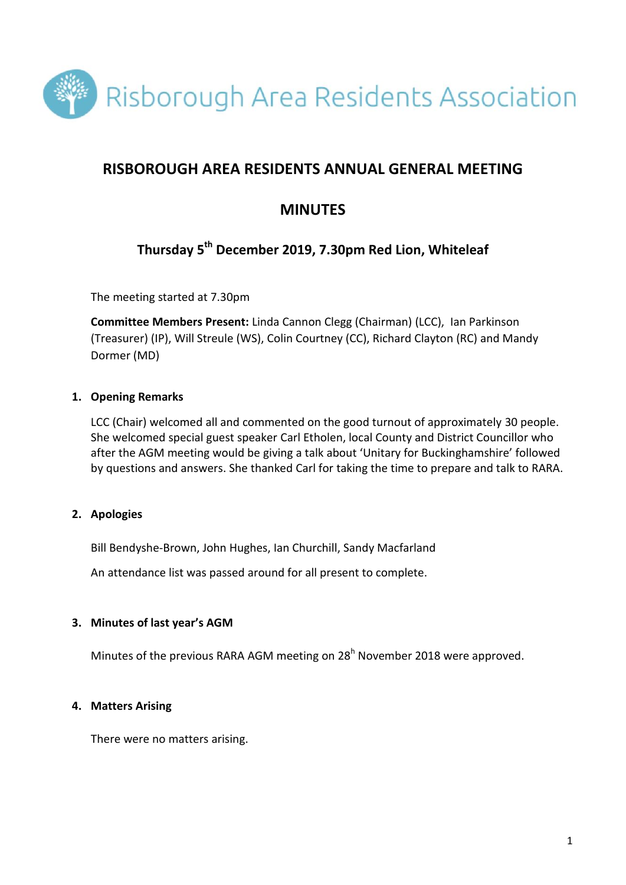Risborough Area Residents Association

# RISBOROUGH AREA RESIDENTS ANNUAL GENERAL MEETING

# MINUTES

## Thursday 5th December 2019, 7.30pm Red Lion, Whiteleaf

The meeting started at 7.30pm

**Committee Members Present:** Linda Cannon Clegg (Chairman) (LCC), Ian Parkinson (Treasurer) (IP), Will Streule (WS), Colin Courtney (CC), Richard Clayton (RC) and Mandy Dormer (MD)

### 1. Opening Remarks

LCC (Chair) welcomed all and commented on the good turnout of approximately 30 people. She welcomed special guest speaker Carl Etholen, local County and District Councillor who after the AGM meeting would be giving a talk about 'Unitary for Buckinghamshire' followed by questions and answers. She thanked Carl for taking the time to prepare and talk to RARA.

### 2. Apologies

Bill Bendyshe-Brown, John Hughes, Ian Churchill, Sandy Macfarland

An attendance list was passed around for all present to complete.

### 3. Minutes of last year's AGM

Minutes of the previous RARA AGM meeting on 28h November 2018 were approved.

### 4. Matters Arising

There were no matters arising.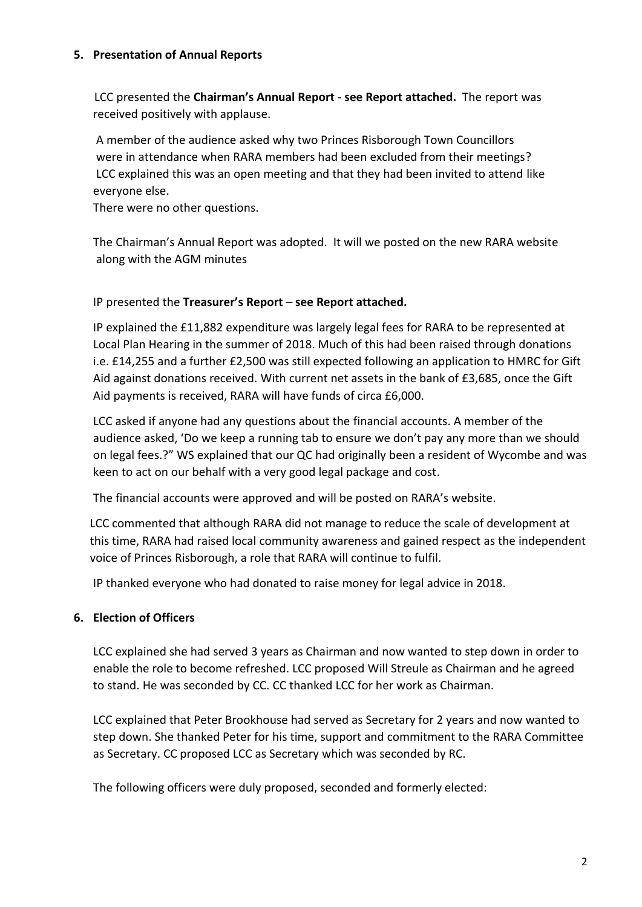## 5. Presentation of Annual Reports

LCC presented the **Chairman's Annual Report** - **see Report attached.** The report was received positively with applause.

A member of the audience asked why two Princes Risborough Town Councillors were in attendance when RARA members had been excluded from their meetings? LCC explained this was an open meeting and that they had been invited to attend like everyone else.

There were no other questions.

The Chairman's Annual Report was adopted. It will we posted on the new RARA website along with the AGM minutes

IP presented the **Treasurer's Report** – **see Report attached.**

IP explained the £11,882 expenditure was largely legal fees for RARA to be represented at Local Plan Hearing in the summer of 2018. Much of this had been raised through donations i.e. £14,255 and a further £2,500 was still expected following an application to HMRC for Gift Aid against donations received. With current net assets in the bank of £3,685, once the Gift Aid payments is received, RARA will have funds of circa £6,000.

LCC asked if anyone had any questions about the financial accounts. A member of the audience asked, 'Do we keep a running tab to ensure we don't pay any more than we should on legal fees.?" WS explained that our QC had originally been a resident of Wycombe and was keen to act on our behalf with a very good legal package and cost.

The financial accounts were approved and will be posted on RARA's website.

LCC commented that although RARA did not manage to reduce the scale of development at this time, RARA had raised local community awareness and gained respect as the independent voice of Princes Risborough, a role that RARA will continue to fulfil.

IP thanked everyone who had donated to raise money for legal advice in 2018.

## 6. Election of Officers

LCC explained she had served 3 years as Chairman and now wanted to step down in order to enable the role to become refreshed. LCC proposed Will Streule as Chairman and he agreed to stand. He was seconded by CC. CC thanked LCC for her work as Chairman.

LCC explained that Peter Brookhouse had served as Secretary for 2 years and now wanted to step down. She thanked Peter for his time, support and commitment to the RARA Committee as Secretary. CC proposed LCC as Secretary which was seconded by RC.

The following officers were duly proposed, seconded and formerly elected: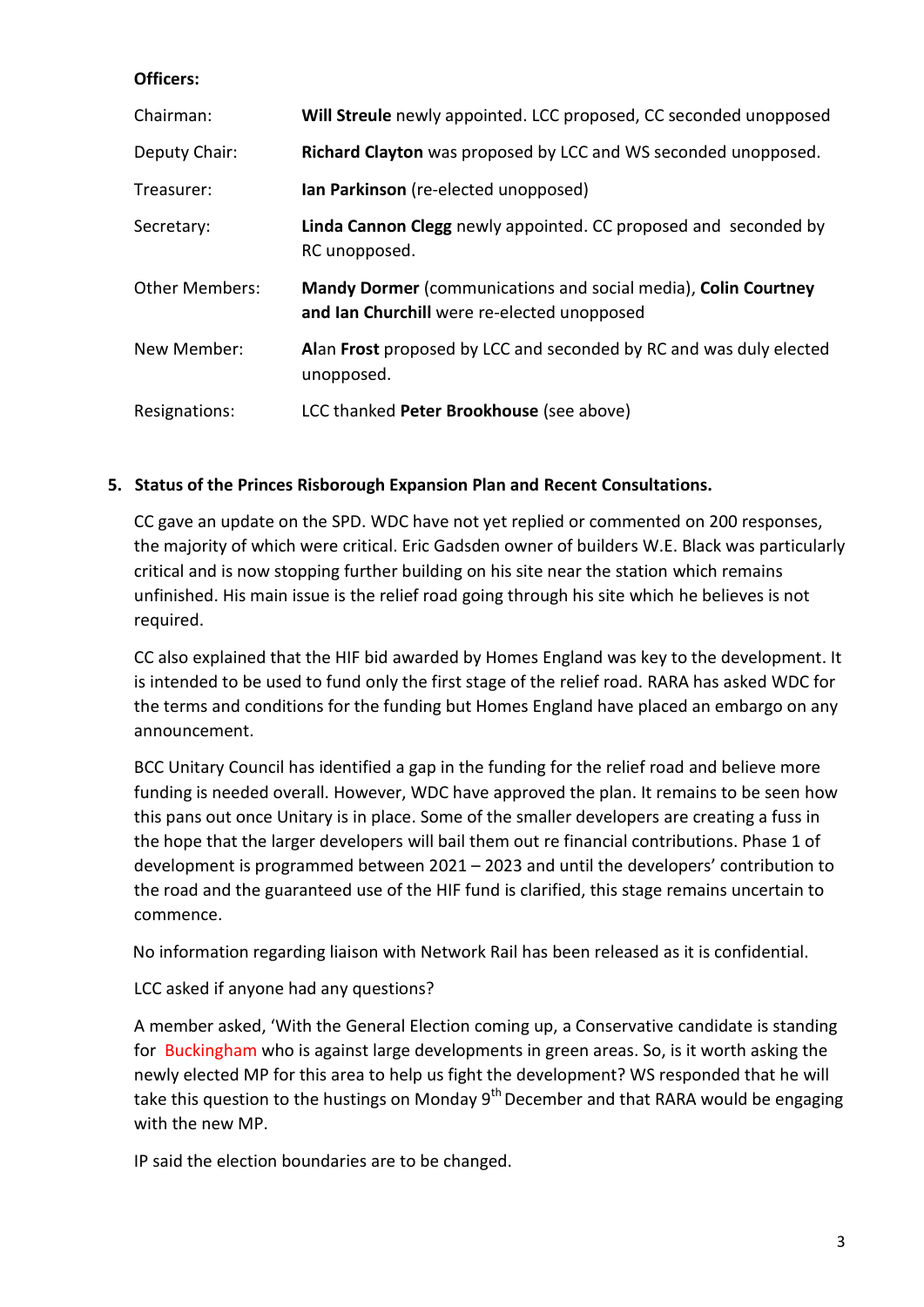**Officers:**

| | |
|---|---|
| Chairman: | **Will Streule** newly appointed. LCC proposed, CC seconded unopposed |
| Deputy Chair: | **Richard Clayton** was proposed by LCC and WS seconded unopposed. |
| Treasurer: | **Ian Parkinson** (re-elected unopposed) |
| Secretary: | **Linda Cannon Clegg** newly appointed. CC proposed and seconded by RC unopposed. |
| Other Members: | **Mandy Dormer** (communications and social media), **Colin Courtney and Ian Churchill** were re-elected unopposed |
| New Member: | **Al**an **Frost** proposed by LCC and seconded by RC and was duly elected unopposed. |
| Resignations: | LCC thanked **Peter Brookhouse** (see above) |

5. **Status of the Princes Risborough Expansion Plan and Recent Consultations.**

CC gave an update on the SPD. WDC have not yet replied or commented on 200 responses, the majority of which were critical. Eric Gadsden owner of builders W.E. Black was particularly critical and is now stopping further building on his site near the station which remains unfinished. His main issue is the relief road going through his site which he believes is not required.

CC also explained that the HIF bid awarded by Homes England was key to the development. It is intended to be used to fund only the first stage of the relief road. RARA has asked WDC for the terms and conditions for the funding but Homes England have placed an embargo on any announcement.

BCC Unitary Council has identified a gap in the funding for the relief road and believe more funding is needed overall. However, WDC have approved the plan. It remains to be seen how this pans out once Unitary is in place. Some of the smaller developers are creating a fuss in the hope that the larger developers will bail them out re financial contributions. Phase 1 of development is programmed between 2021 – 2023 and until the developers' contribution to the road and the guaranteed use of the HIF fund is clarified, this stage remains uncertain to commence.

No information regarding liaison with Network Rail has been released as it is confidential.

LCC asked if anyone had any questions?

A member asked, 'With the General Election coming up, a Conservative candidate is standing for Buckingham who is against large developments in green areas. So, is it worth asking the newly elected MP for this area to help us fight the development? WS responded that he will take this question to the hustings on Monday 9th December and that RARA would be engaging with the new MP.

IP said the election boundaries are to be changed.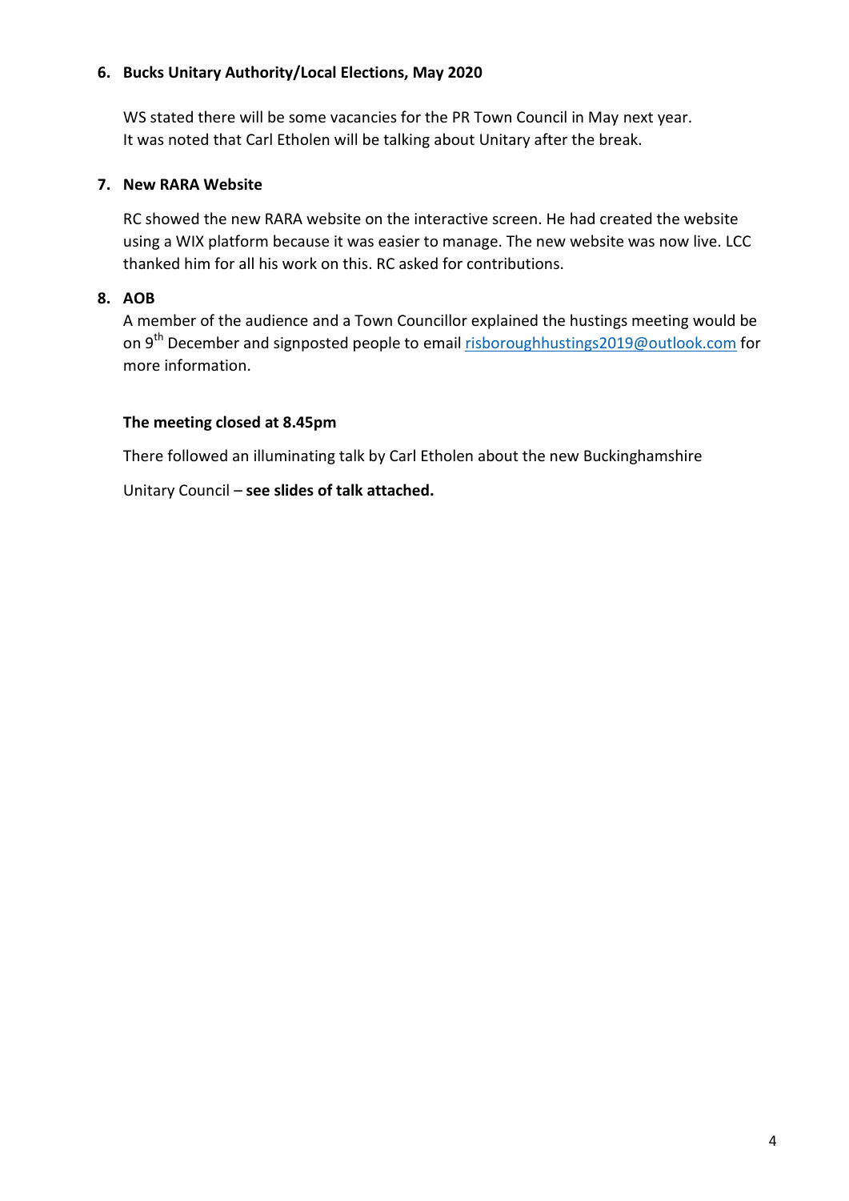### 6. Bucks Unitary Authority/Local Elections, May 2020

WS stated there will be some vacancies for the PR Town Council in May next year.
It was noted that Carl Etholen will be talking about Unitary after the break.

### 7. New RARA Website

RC showed the new RARA website on the interactive screen. He had created the website using a WIX platform because it was easier to manage. The new website was now live. LCC thanked him for all his work on this. RC asked for contributions.

### 8. AOB

A member of the audience and a Town Councillor explained the hustings meeting would be on 9th December and signposted people to email risboroughhustings2019@outlook.com for more information.

**The meeting closed at 8.45pm**

There followed an illuminating talk by Carl Etholen about the new Buckinghamshire

Unitary Council – **see slides of talk attached.**